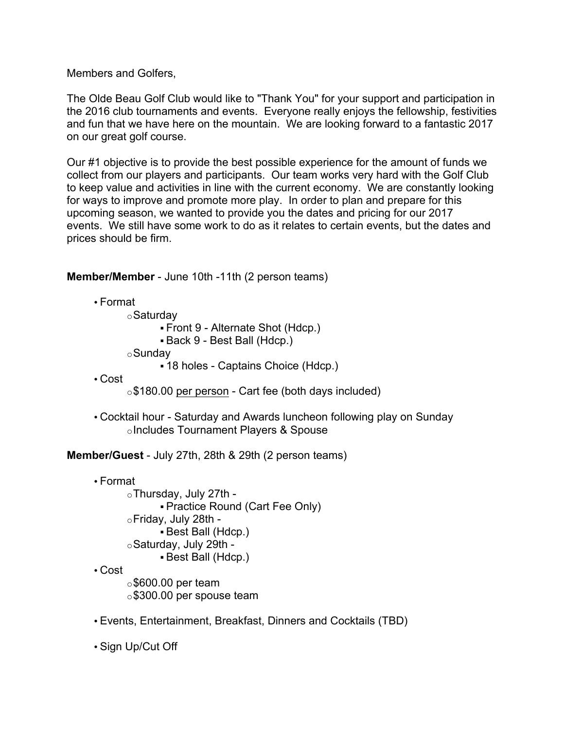Members and Golfers,

The Olde Beau Golf Club would like to "Thank You" for your support and participation in the 2016 club tournaments and events. Everyone really enjoys the fellowship, festivities and fun that we have here on the mountain. We are looking forward to a fantastic 2017 on our great golf course.

Our #1 objective is to provide the best possible experience for the amount of funds we collect from our players and participants. Our team works very hard with the Golf Club to keep value and activities in line with the current economy. We are constantly looking for ways to improve and promote more play. In order to plan and prepare for this upcoming season, we wanted to provide you the dates and pricing for our 2017 events. We still have some work to do as it relates to certain events, but the dates and prices should be firm.

**Member/Member** - June 10th -11th (2 person teams)

- Format
  - Saturday
    - Front 9 - Alternate Shot (Hdcp.)
    - Back 9 - Best Ball (Hdcp.)
  - Sunday
    - 18 holes - Captains Choice (Hdcp.)
- Cost
  - $180.00 <u>per person</u> - Cart fee (both days included)
- Cocktail hour - Saturday and Awards luncheon following play on Sunday
  - Includes Tournament Players & Spouse

**Member/Guest** - July 27th, 28th & 29th (2 person teams)

- Format
  - Thursday, July 27th -
    - Practice Round (Cart Fee Only)
  - Friday, July 28th -
    - Best Ball (Hdcp.)
  - Saturday, July 29th -
    - Best Ball (Hdcp.)
- Cost
  - $600.00 per team
  - $300.00 per spouse team
- Events, Entertainment, Breakfast, Dinners and Cocktails (TBD)
- Sign Up/Cut Off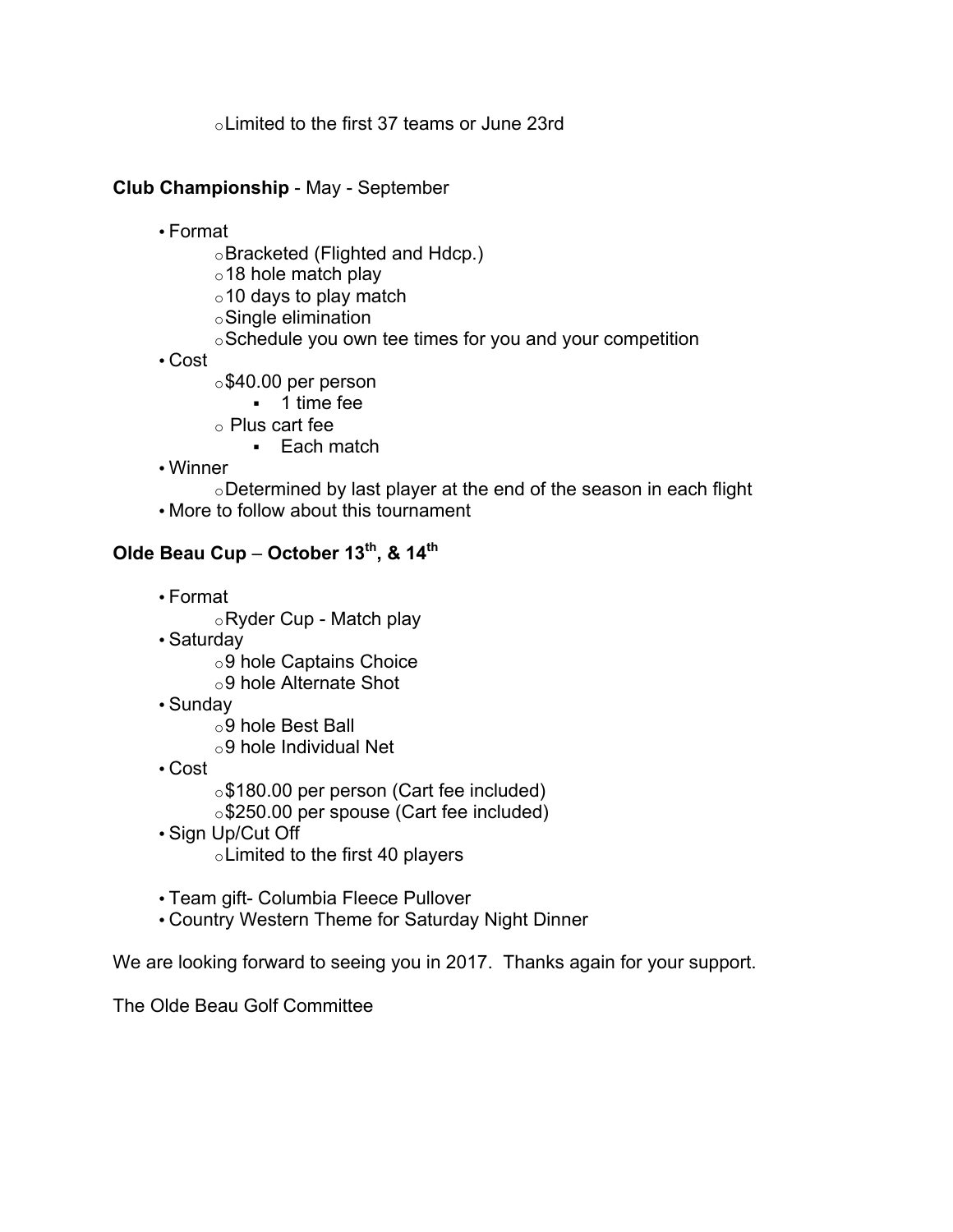- Limited to the first 37 teams or June 23rd

**Club Championship** - May - September

- Format
  - Bracketed (Flighted and Hdcp.)
  - 18 hole match play
  - 10 days to play match
  - Single elimination
  - Schedule you own tee times for you and your competition
- Cost
  - $40.00 per person
    - 1 time fee
  - Plus cart fee
    - Each match
- Winner
  - Determined by last player at the end of the season in each flight
- More to follow about this tournament

**Olde Beau Cup** – **October 13th, & 14th**

- Format
  - Ryder Cup - Match play
- Saturday
  - 9 hole Captains Choice
  - 9 hole Alternate Shot
- Sunday
  - 9 hole Best Ball
  - 9 hole Individual Net
- Cost
  - $180.00 per person (Cart fee included)
  - $250.00 per spouse (Cart fee included)
- Sign Up/Cut Off
  - Limited to the first 40 players

- Team gift- Columbia Fleece Pullover
- Country Western Theme for Saturday Night Dinner

We are looking forward to seeing you in 2017. Thanks again for your support.

The Olde Beau Golf Committee